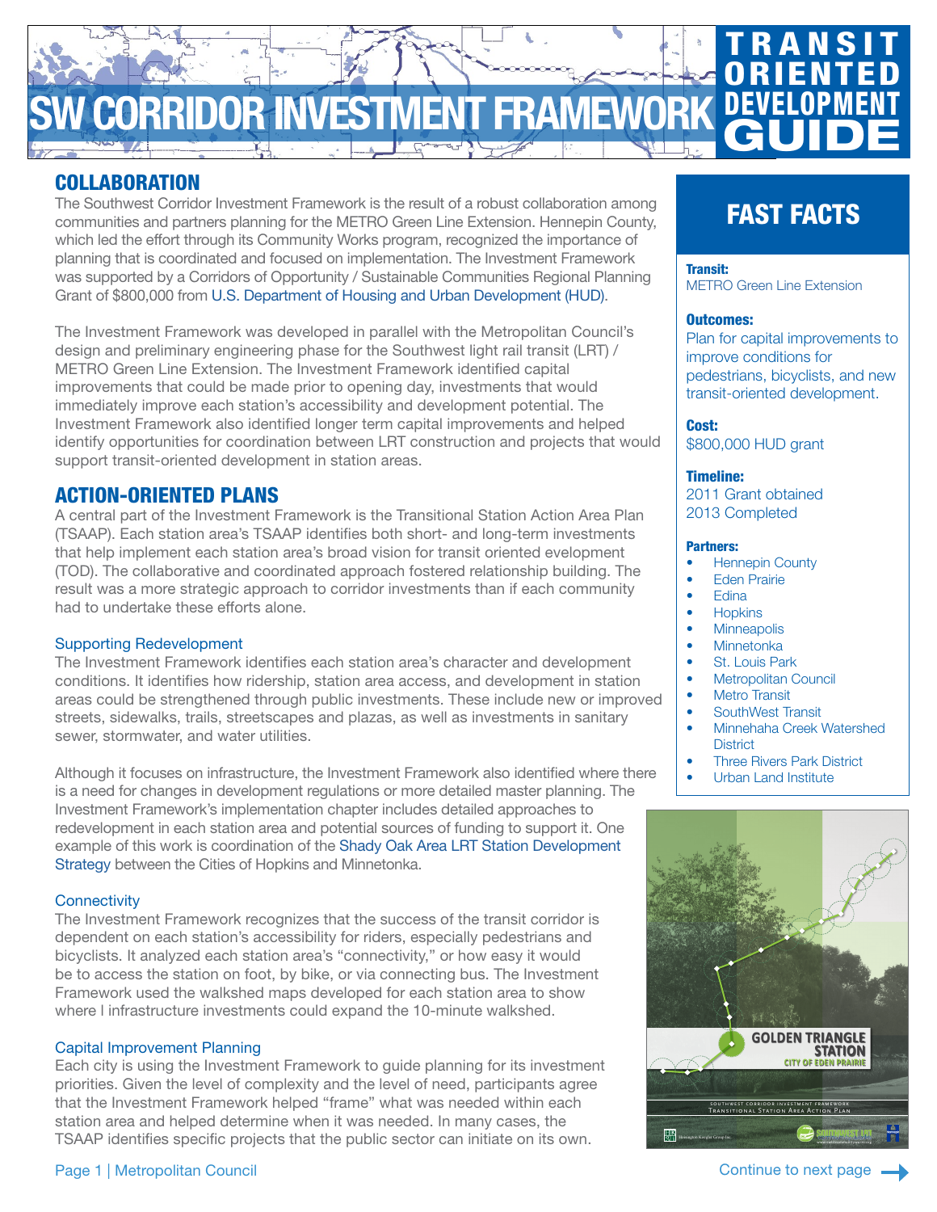# SW CORRIDOR INVESTMENT FRAMEWORK

# TRANSIT ORIENTED DEVELOPMENT GUIDE

## COLLABORATION

The Southwest Corridor Investment Framework is the result of a robust collaboration among communities and partners planning for the METRO Green Line Extension. Hennepin County, which led the effort through its Community Works program, recognized the importance of planning that is coordinated and focused on implementation. The Investment Framework was supported by a Corridors of Opportunity / Sustainable Communities Regional Planning Grant of $800,000 from U.S. Department of Housing and Urban Development (HUD).

The Investment Framework was developed in parallel with the Metropolitan Council's design and preliminary engineering phase for the Southwest light rail transit (LRT) / METRO Green Line Extension. The Investment Framework identified capital improvements that could be made prior to opening day, investments that would immediately improve each station's accessibility and development potential. The Investment Framework also identified longer term capital improvements and helped identify opportunities for coordination between LRT construction and projects that would support transit-oriented development in station areas.

## ACTION-ORIENTED PLANS

A central part of the Investment Framework is the Transitional Station Action Area Plan (TSAAP). Each station area's TSAAP identifies both short- and long-term investments that help implement each station area's broad vision for transit oriented development (TOD). The collaborative and coordinated approach fostered relationship building. The result was a more strategic approach to corridor investments than if each community had to undertake these efforts alone.

### Supporting Redevelopment

The Investment Framework identifies each station area's character and development conditions. It identifies how ridership, station area access, and development in station areas could be strengthened through public investments. These include new or improved streets, sidewalks, trails, streetscapes and plazas, as well as investments in sanitary sewer, stormwater, and water utilities.

Although it focuses on infrastructure, the Investment Framework also identified where there is a need for changes in development regulations or more detailed master planning. The Investment Framework's implementation chapter includes detailed approaches to redevelopment in each station area and potential sources of funding to support it. One example of this work is coordination of the Shady Oak Area LRT Station Development Strategy between the Cities of Hopkins and Minnetonka.

### Connectivity

The Investment Framework recognizes that the success of the transit corridor is dependent on each station's accessibility for riders, especially pedestrians and bicyclists. It analyzed each station area's "connectivity," or how easy it would be to access the station on foot, by bike, or via connecting bus. The Investment Framework used the walkshed maps developed for each station area to show where l infrastructure investments could expand the 10-minute walkshed.

### Capital Improvement Planning

Each city is using the Investment Framework to guide planning for its investment priorities. Given the level of complexity and the level of need, participants agree that the Investment Framework helped "frame" what was needed within each station area and helped determine when it was needed. In many cases, the TSAAP identifies specific projects that the public sector can initiate on its own.

## FAST FACTS

**Transit:**
METRO Green Line Extension

**Outcomes:**
Plan for capital improvements to improve conditions for pedestrians, bicyclists, and new transit-oriented development.

**Cost:**
$800,000 HUD grant

**Timeline:**
2011 Grant obtained
2013 Completed

**Partners:**
- Hennepin County
- Eden Prairie
- Edina
- Hopkins
- Minneapolis
- Minnetonka
- St. Louis Park
- Metropolitan Council
- Metro Transit
- SouthWest Transit
- Minnehaha Creek Watershed District
- Three Rivers Park District
- Urban Land Institute

GOLDEN TRIANGLE STATION
CITY OF EDEN PRAIRIE

SOUTHWEST CORRIDOR INVESTMENT FRAMEWORK
Transitional Station Area Action Plan

Continue to next page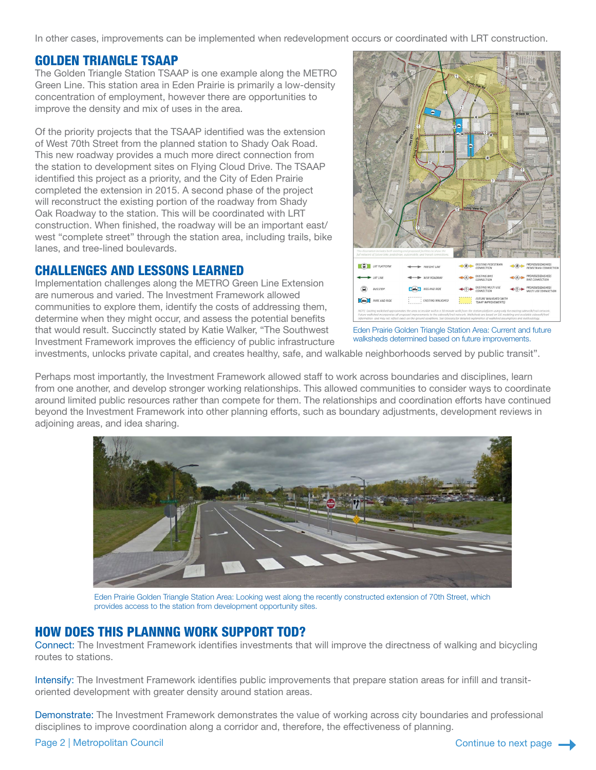In other cases, improvements can be implemented when redevelopment occurs or coordinated with LRT construction.

## GOLDEN TRIANGLE TSAAP

The Golden Triangle Station TSAAP is one example along the METRO Green Line. This station area in Eden Prairie is primarily a low-density concentration of employment, however there are opportunities to improve the density and mix of uses in the area.

Of the priority projects that the TSAAP identified was the extension of West 70th Street from the planned station to Shady Oak Road. This new roadway provides a much more direct connection from the station to development sites on Flying Cloud Drive. The TSAAP identified this project as a priority, and the City of Eden Prairie completed the extension in 2015. A second phase of the project will reconstruct the existing portion of the roadway from Shady Oak Roadway to the station. This will be coordinated with LRT construction. When finished, the roadway will be an important east/west "complete street" through the station area, including trails, bike lanes, and tree-lined boulevards.

Eden Prairie Golden Triangle Station Area: Current and future walksheds determined based on future improvements.

## CHALLENGES AND LESSONS LEARNED

Implementation challenges along the METRO Green Line Extension are numerous and varied. The Investment Framework allowed communities to explore them, identify the costs of addressing them, determine when they might occur, and assess the potential benefits that would result. Succinctly stated by Katie Walker, "The Southwest Investment Framework improves the efficiency of public infrastructure investments, unlocks private capital, and creates healthy, safe, and walkable neighborhoods served by public transit".

Perhaps most importantly, the Investment Framework allowed staff to work across boundaries and disciplines, learn from one another, and develop stronger working relationships. This allowed communities to consider ways to coordinate around limited public resources rather than compete for them. The relationships and coordination efforts have continued beyond the Investment Framework into other planning efforts, such as boundary adjustments, development reviews in adjoining areas, and idea sharing.

Eden Prairie Golden Triangle Station Area: Looking west along the recently constructed extension of 70th Street, which provides access to the station from development opportunity sites.

## HOW DOES THIS PLANNNG WORK SUPPORT TOD?

Connect: The Investment Framework identifies investments that will improve the directness of walking and bicycling routes to stations.

Intensify: The Investment Framework identifies public improvements that prepare station areas for infill and transit-oriented development with greater density around station areas.

Demonstrate: The Investment Framework demonstrates the value of working across city boundaries and professional disciplines to improve coordination along a corridor and, therefore, the effectiveness of planning.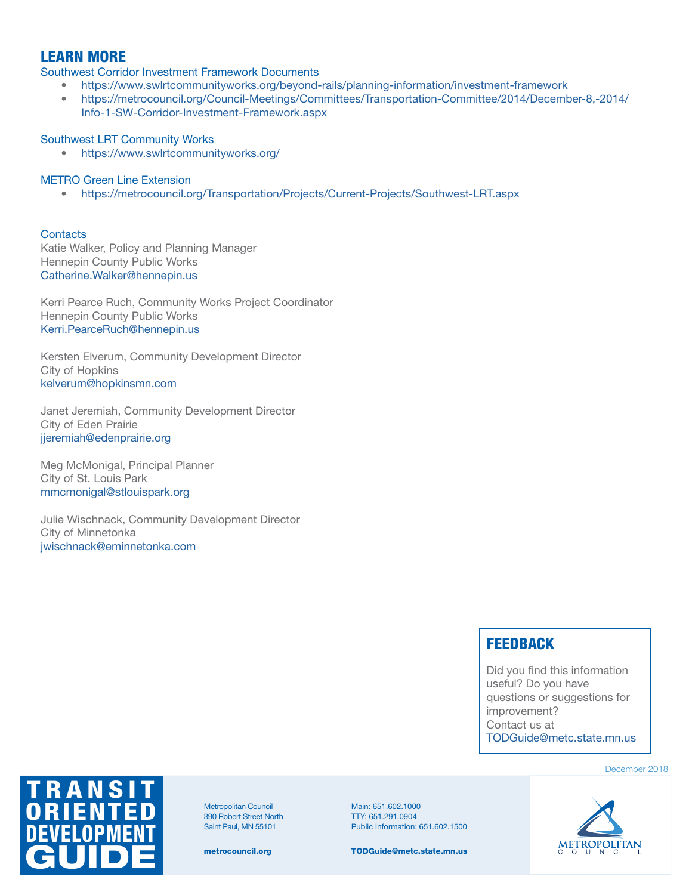## LEARN MORE

Southwest Corridor Investment Framework Documents

- https://www.swlrtcommunityworks.org/beyond-rails/planning-information/investment-framework
- https://metrocouncil.org/Council-Meetings/Committees/Transportation-Committee/2014/December-8,-2014/Info-1-SW-Corridor-Investment-Framework.aspx

Southwest LRT Community Works

- https://www.swlrtcommunityworks.org/

METRO Green Line Extension

- https://metrocouncil.org/Transportation/Projects/Current-Projects/Southwest-LRT.aspx

Contacts

Katie Walker, Policy and Planning Manager
Hennepin County Public Works
Catherine.Walker@hennepin.us

Kerri Pearce Ruch, Community Works Project Coordinator
Hennepin County Public Works
Kerri.PearceRuch@hennepin.us

Kersten Elverum, Community Development Director
City of Hopkins
kelverum@hopkinsmn.com

Janet Jeremiah, Community Development Director
City of Eden Prairie
jjeremiah@edenprairie.org

Meg McMonigal, Principal Planner
City of St. Louis Park
mmcmonigal@stlouispark.org

Julie Wischnack, Community Development Director
City of Minnetonka
jwischnack@eminnetonka.com

## FEEDBACK

Did you find this information useful? Do you have questions or suggestions for improvement? Contact us at TODGuide@metc.state.mn.us

December 2018

TRANSIT ORIENTED DEVELOPMENT GUIDE

Metropolitan Council
390 Robert Street North
Saint Paul, MN 55101

metrocouncil.org

Main: 651.602.1000
TTY: 651.291.0904
Public Information: 651.602.1500

TODGuide@metc.state.mn.us

METROPOLITAN COUNCIL